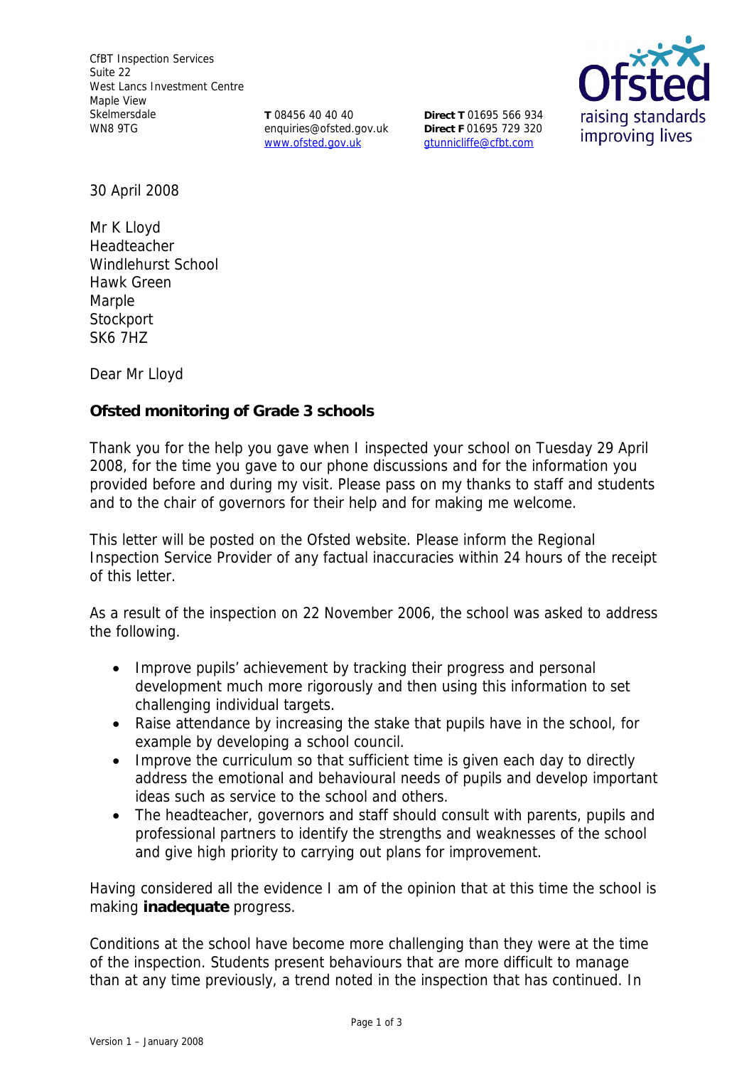CfBT Inspection Services
Suite 22
West Lancs Investment Centre
Maple View
Skelmersdale
WN8 9TG

**T** 08456 40 40 40
enquiries@ofsted.gov.uk
www.ofsted.gov.uk

**Direct T** 01695 566 934
**Direct F** 01695 729 320
gtunnicliffe@cfbt.com

30 April 2008

Mr K Lloyd
Headteacher
Windlehurst School
Hawk Green
Marple
Stockport
SK6 7HZ

Dear Mr Lloyd

**Ofsted monitoring of Grade 3 schools**

Thank you for the help you gave when I inspected your school on Tuesday 29 April 2008, for the time you gave to our phone discussions and for the information you provided before and during my visit. Please pass on my thanks to staff and students and to the chair of governors for their help and for making me welcome.

This letter will be posted on the Ofsted website. Please inform the Regional Inspection Service Provider of any factual inaccuracies within 24 hours of the receipt of this letter.

As a result of the inspection on 22 November 2006, the school was asked to address the following.

- Improve pupils' achievement by tracking their progress and personal development much more rigorously and then using this information to set challenging individual targets.
- Raise attendance by increasing the stake that pupils have in the school, for example by developing a school council.
- Improve the curriculum so that sufficient time is given each day to directly address the emotional and behavioural needs of pupils and develop important ideas such as service to the school and others.
- The headteacher, governors and staff should consult with parents, pupils and professional partners to identify the strengths and weaknesses of the school and give high priority to carrying out plans for improvement.

Having considered all the evidence I am of the opinion that at this time the school is making **inadequate** progress.

Conditions at the school have become more challenging than they were at the time of the inspection. Students present behaviours that are more difficult to manage than at any time previously, a trend noted in the inspection that has continued. In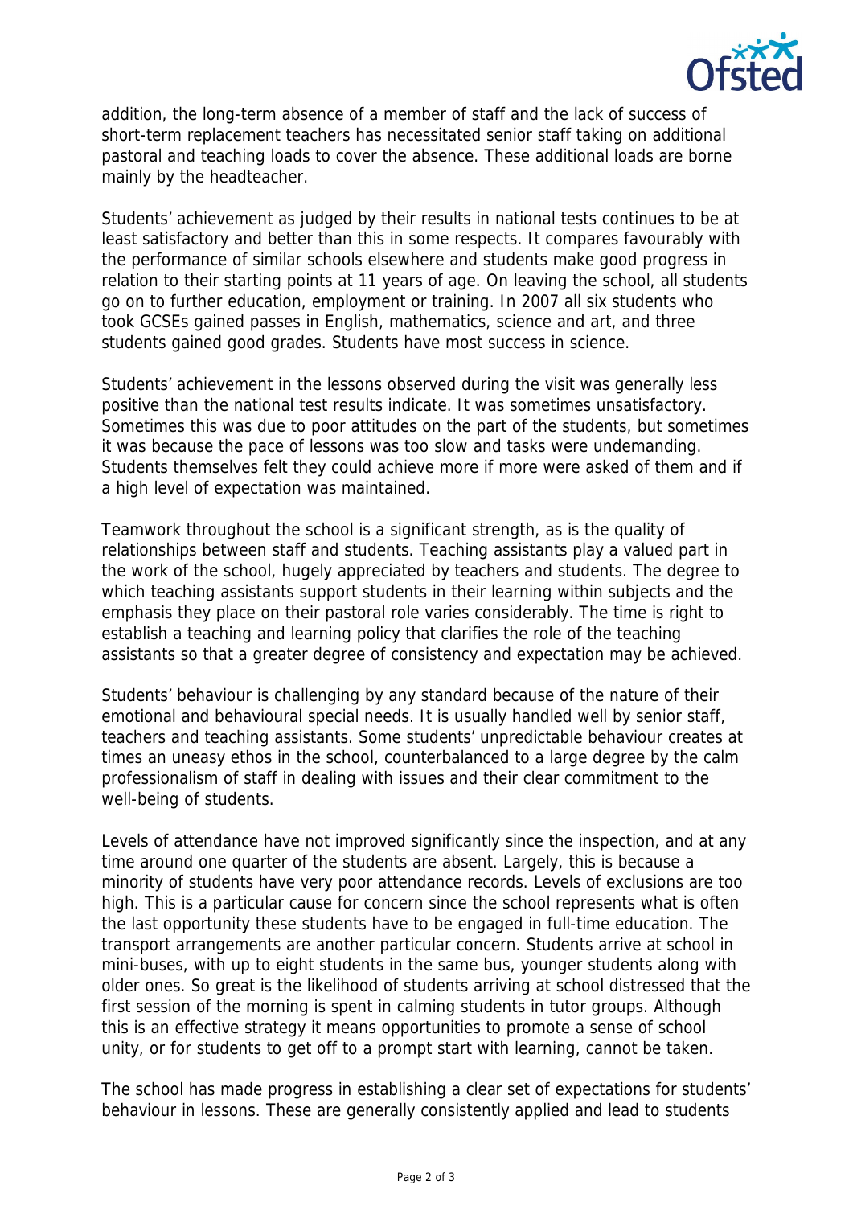addition, the long-term absence of a member of staff and the lack of success of short-term replacement teachers has necessitated senior staff taking on additional pastoral and teaching loads to cover the absence. These additional loads are borne mainly by the headteacher.

Students' achievement as judged by their results in national tests continues to be at least satisfactory and better than this in some respects. It compares favourably with the performance of similar schools elsewhere and students make good progress in relation to their starting points at 11 years of age. On leaving the school, all students go on to further education, employment or training. In 2007 all six students who took GCSEs gained passes in English, mathematics, science and art, and three students gained good grades. Students have most success in science.

Students' achievement in the lessons observed during the visit was generally less positive than the national test results indicate. It was sometimes unsatisfactory. Sometimes this was due to poor attitudes on the part of the students, but sometimes it was because the pace of lessons was too slow and tasks were undemanding. Students themselves felt they could achieve more if more were asked of them and if a high level of expectation was maintained.

Teamwork throughout the school is a significant strength, as is the quality of relationships between staff and students. Teaching assistants play a valued part in the work of the school, hugely appreciated by teachers and students. The degree to which teaching assistants support students in their learning within subjects and the emphasis they place on their pastoral role varies considerably. The time is right to establish a teaching and learning policy that clarifies the role of the teaching assistants so that a greater degree of consistency and expectation may be achieved.

Students' behaviour is challenging by any standard because of the nature of their emotional and behavioural special needs. It is usually handled well by senior staff, teachers and teaching assistants. Some students' unpredictable behaviour creates at times an uneasy ethos in the school, counterbalanced to a large degree by the calm professionalism of staff in dealing with issues and their clear commitment to the well-being of students.

Levels of attendance have not improved significantly since the inspection, and at any time around one quarter of the students are absent. Largely, this is because a minority of students have very poor attendance records. Levels of exclusions are too high. This is a particular cause for concern since the school represents what is often the last opportunity these students have to be engaged in full-time education. The transport arrangements are another particular concern. Students arrive at school in mini-buses, with up to eight students in the same bus, younger students along with older ones. So great is the likelihood of students arriving at school distressed that the first session of the morning is spent in calming students in tutor groups. Although this is an effective strategy it means opportunities to promote a sense of school unity, or for students to get off to a prompt start with learning, cannot be taken.

The school has made progress in establishing a clear set of expectations for students' behaviour in lessons. These are generally consistently applied and lead to students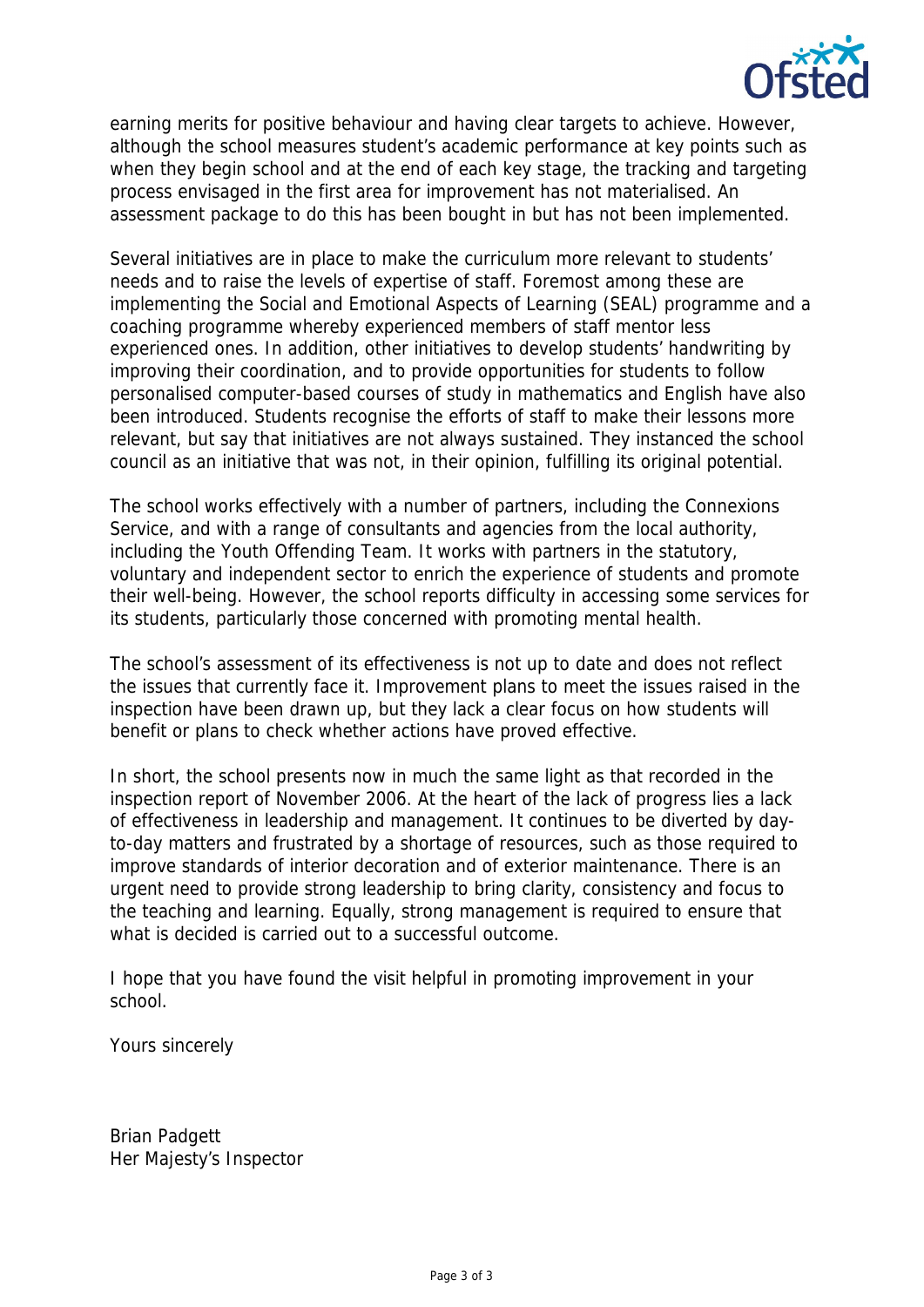earning merits for positive behaviour and having clear targets to achieve. However, although the school measures student's academic performance at key points such as when they begin school and at the end of each key stage, the tracking and targeting process envisaged in the first area for improvement has not materialised. An assessment package to do this has been bought in but has not been implemented.

Several initiatives are in place to make the curriculum more relevant to students' needs and to raise the levels of expertise of staff. Foremost among these are implementing the Social and Emotional Aspects of Learning (SEAL) programme and a coaching programme whereby experienced members of staff mentor less experienced ones. In addition, other initiatives to develop students' handwriting by improving their coordination, and to provide opportunities for students to follow personalised computer-based courses of study in mathematics and English have also been introduced. Students recognise the efforts of staff to make their lessons more relevant, but say that initiatives are not always sustained. They instanced the school council as an initiative that was not, in their opinion, fulfilling its original potential.

The school works effectively with a number of partners, including the Connexions Service, and with a range of consultants and agencies from the local authority, including the Youth Offending Team. It works with partners in the statutory, voluntary and independent sector to enrich the experience of students and promote their well-being. However, the school reports difficulty in accessing some services for its students, particularly those concerned with promoting mental health.

The school's assessment of its effectiveness is not up to date and does not reflect the issues that currently face it. Improvement plans to meet the issues raised in the inspection have been drawn up, but they lack a clear focus on how students will benefit or plans to check whether actions have proved effective.

In short, the school presents now in much the same light as that recorded in the inspection report of November 2006. At the heart of the lack of progress lies a lack of effectiveness in leadership and management. It continues to be diverted by day-to-day matters and frustrated by a shortage of resources, such as those required to improve standards of interior decoration and of exterior maintenance. There is an urgent need to provide strong leadership to bring clarity, consistency and focus to the teaching and learning. Equally, strong management is required to ensure that what is decided is carried out to a successful outcome.

I hope that you have found the visit helpful in promoting improvement in your school.

Yours sincerely

Brian Padgett
Her Majesty's Inspector